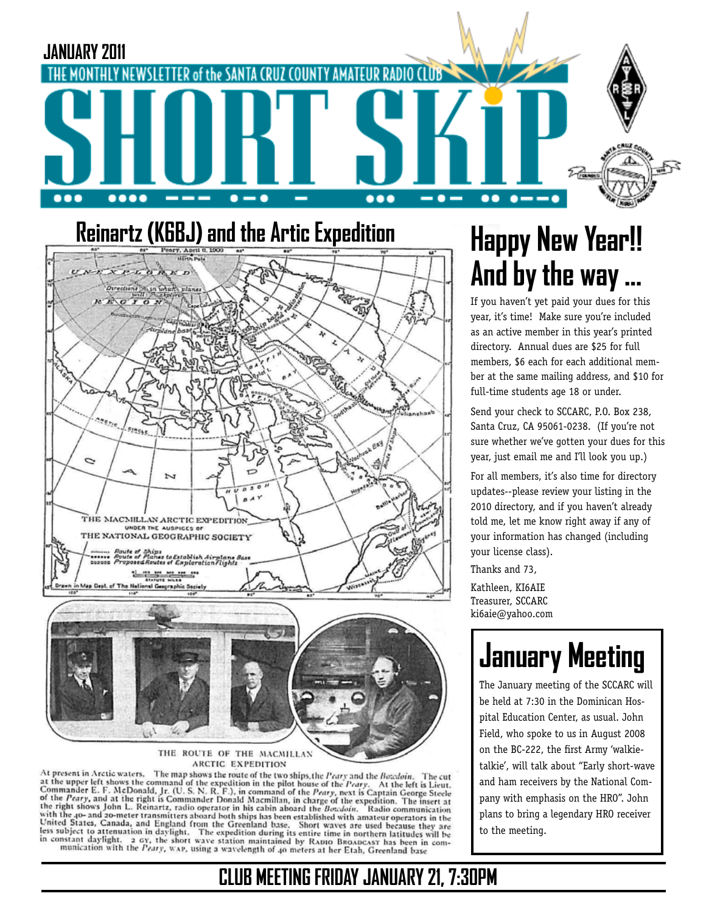JANUARY 2011

THE MONTHLY NEWSLETTER of the SANTA CRUZ COUNTY AMATEUR RADIO CLUB

# SHORT SKiP

## Reinartz (K6BJ) and the Artic Expedition

THE ROUTE OF THE MACMILLAN ARCTIC EXPEDITION

At present in Arctic waters. The map shows the route of the two ships, the *Peary* and the *Bowdoin*. The cut at the upper left shows the command of the expedition in the pilot house of the *Peary*. At the left is Lieut. Commander E. F. McDonald, Jr. (U. S. N. R. F.), in command of the *Peary*, next is Captain George Steele of the *Peary*, and at the right is Commander Donald Macmillan, in charge of the expedition. The insert at the right shows John L. Reinartz, radio operator in his cabin aboard the *Bowdoin*. Radio communication with the 40- and 20-meter transmitters aboard both ships has been established with amateur operators in the United States, Canada, and England from the Greenland base. Short waves are used because they are less subject to attenuation in daylight. The expedition during its entire time in northern latitudes will be in constant daylight. 2 GY, the short wave station maintained by RADIO BROADCAST has been in communication with the *Peary*, WAP, using a wavelength of 40 meters at her Etah, Greenland base

## Happy New Year!! And by the way ...

If you haven't yet paid your dues for this year, it's time! Make sure you're included as an active member in this year's printed directory. Annual dues are $25 for full members, $6 each for each additional member at the same mailing address, and $10 for full-time students age 18 or under.

Send your check to SCCARC, P.O. Box 238, Santa Cruz, CA 95061-0238. (If you're not sure whether we've gotten your dues for this year, just email me and I'll look you up.)

For all members, it's also time for directory updates--please review your listing in the 2010 directory, and if you haven't already told me, let me know right away if any of your information has changed (including your license class).

Thanks and 73,

Kathleen, KI6AIE
Treasurer, SCCARC
ki6aie@yahoo.com

## January Meeting

The January meeting of the SCCARC will be held at 7:30 in the Dominican Hospital Education Center, as usual. John Field, who spoke to us in August 2008 on the BC-222, the first Army 'walkie-talkie', will talk about "Early short-wave and ham receivers by the National Company with emphasis on the HRO". John plans to bring a legendary HRO receiver to the meeting.

## CLUB MEETING FRIDAY JANUARY 21, 7:30PM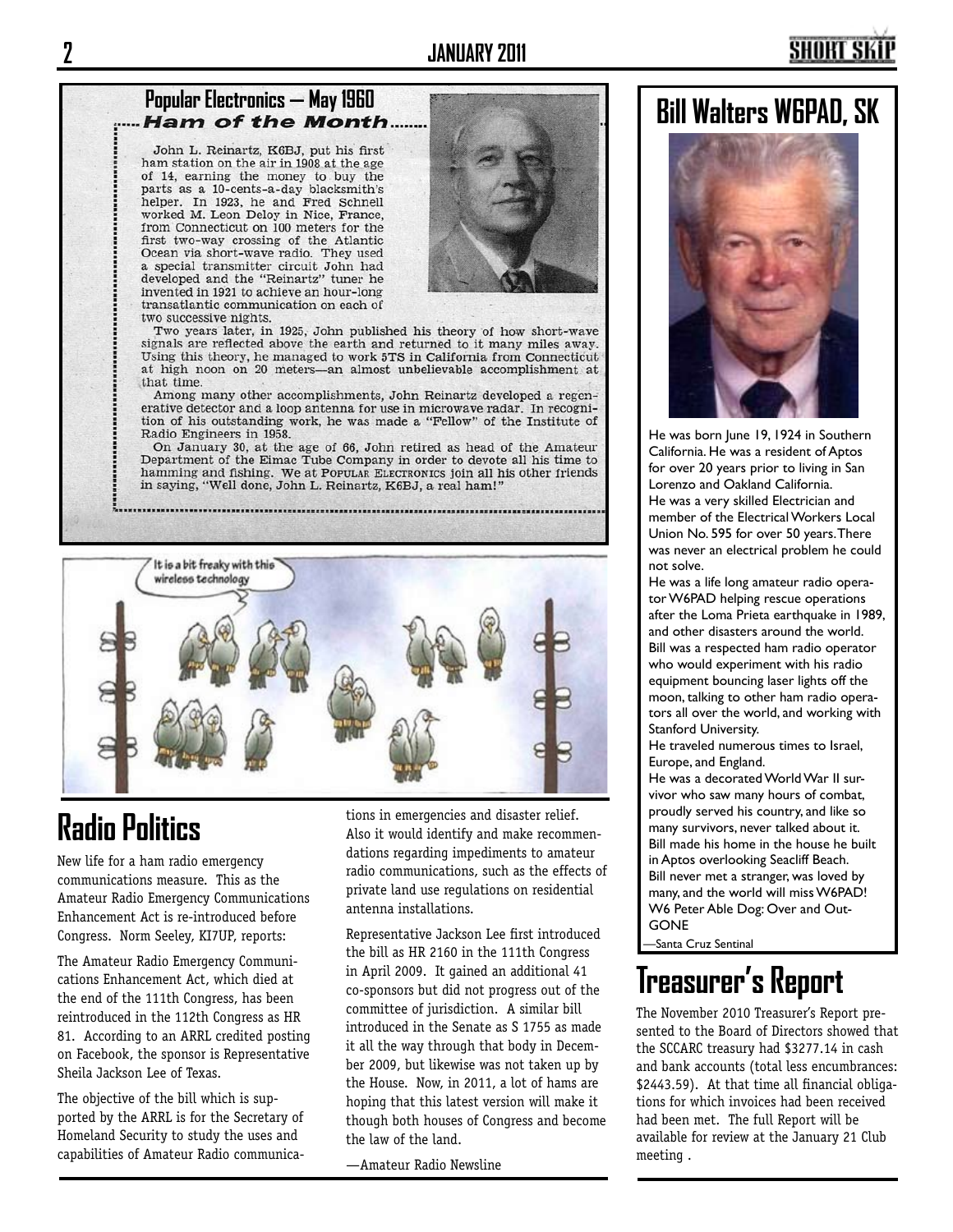## Popular Electronics — May 1960

### *Ham of the Month*

John L. Reinartz, K6BJ, put his first ham station on the air in 1908 at the age of 14, earning the money to buy the parts as a 10-cents-a-day blacksmith's helper. In 1923, he and Fred Schnell worked M. Leon Deloy in Nice, France, from Connecticut on 100 meters for the first two-way crossing of the Atlantic Ocean via short-wave radio. They used a special transmitter circuit John had developed and the "Reinartz" tuner he invented in 1921 to achieve an hour-long transatlantic communication on each of two successive nights.

Two years later, in 1925, John published his theory of how short-wave signals are reflected above the earth and returned to it many miles away. Using this theory, he managed to work 5TS in California from Connecticut at high noon on 20 meters—an almost unbelievable accomplishment at that time.

Among many other accomplishments, John Reinartz developed a regenerative detector and a loop antenna for use in microwave radar. In recognition of his outstanding work, he was made a "Fellow" of the Institute of Radio Engineers in 1958.

On January 30, at the age of 66, John retired as head of the Amateur Department of the Eimac Tube Company in order to devote all his time to hamming and fishing. We at POPULAR ELECTRONICS join all his other friends in saying, "Well done, John L. Reinartz, K6BJ, a real ham!"

# Radio Politics

New life for a ham radio emergency communications measure. This as the Amateur Radio Emergency Communications Enhancement Act is re-introduced before Congress. Norm Seeley, KI7UP, reports:

The Amateur Radio Emergency Communications Enhancement Act, which died at the end of the 111th Congress, has been reintroduced in the 112th Congress as HR 81. According to an ARRL credited posting on Facebook, the sponsor is Representative Sheila Jackson Lee of Texas.

The objective of the bill which is supported by the ARRL is for the Secretary of Homeland Security to study the uses and capabilities of Amateur Radio communications in emergencies and disaster relief. Also it would identify and make recommendations regarding impediments to amateur radio communications, such as the effects of private land use regulations on residential antenna installations.

Representative Jackson Lee first introduced the bill as HR 2160 in the 111th Congress in April 2009. It gained an additional 41 co-sponsors but did not progress out of the committee of jurisdiction. A similar bill introduced in the Senate as S 1755 as made it all the way through that body in December 2009, but likewise was not taken up by the House. Now, in 2011, a lot of hams are hoping that this latest version will make it though both houses of Congress and become the law of the land.

—Amateur Radio Newsline

# Bill Walters W6PAD, SK

He was born June 19, 1924 in Southern California. He was a resident of Aptos for over 20 years prior to living in San Lorenzo and Oakland California.

He was a very skilled Electrician and member of the Electrical Workers Local Union No. 595 for over 50 years. There was never an electrical problem he could not solve.

He was a life long amateur radio operator W6PAD helping rescue operations after the Loma Prieta earthquake in 1989, and other disasters around the world.

Bill was a respected ham radio operator who would experiment with his radio equipment bouncing laser lights off the moon, talking to other ham radio operators all over the world, and working with Stanford University.

He traveled numerous times to Israel, Europe, and England.

He was a decorated World War II survivor who saw many hours of combat, proudly served his country, and like so many survivors, never talked about it.

Bill made his home in the house he built in Aptos overlooking Seacliff Beach.

Bill never met a stranger, was loved by many, and the world will miss W6PAD!

W6 Peter Able Dog: Over and Out-GONE

—Santa Cruz Sentinal

# Treasurer's Report

The November 2010 Treasurer's Report presented to the Board of Directors showed that the SCCARC treasury had $3277.14 in cash and bank accounts (total less encumbrances: $2443.59). At that time all financial obligations for which invoices had been received had been met. The full Report will be available for review at the January 21 Club meeting .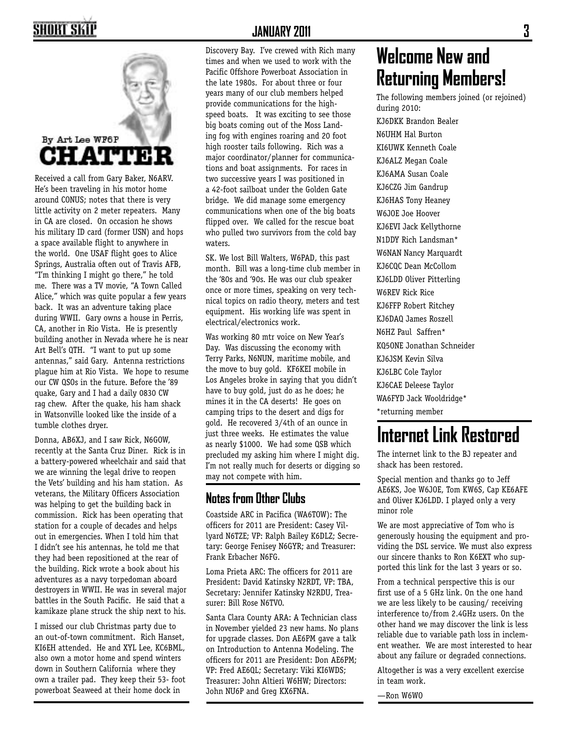By Art Lee WF6P

## CHATTER

Received a call from Gary Baker, N6ARV. He's been traveling in his motor home around CONUS; notes that there is very little activity on 2 meter repeaters. Many in CA are closed. On occasion he shows his military ID card (former USN) and hops a space available flight to anywhere in the world. One USAF flight goes to Alice Springs, Australia often out of Travis AFB, "I'm thinking I might go there," he told me. There was a TV movie, "A Town Called Alice," which was quite popular a few years back. It was an adventure taking place during WWII. Gary owns a house in Perris, CA, another in Rio Vista. He is presently building another in Nevada where he is near Art Bell's QTH. "I want to put up some antennas," said Gary. Antenna restrictions plague him at Rio Vista. We hope to resume our CW QSOs in the future. Before the '89 quake, Gary and I had a daily 0830 CW rag chew. After the quake, his ham shack in Watsonville looked like the inside of a tumble clothes dryer.

Donna, AB6XJ, and I saw Rick, N6GOW, recently at the Santa Cruz Diner. Rick is in a battery-powered wheelchair and said that we are winning the legal drive to reopen the Vets' building and his ham station. As veterans, the Military Officers Association was helping to get the building back in commission. Rick has been operating that station for a couple of decades and helps out in emergencies. When I told him that I didn't see his antennas, he told me that they had been repositioned at the rear of the building. Rick wrote a book about his adventures as a navy torpedoman aboard destroyers in WWII. He was in several major battles in the South Pacific. He said that a kamikaze plane struck the ship next to his.

I missed our club Christmas party due to an out-of-town commitment. Rich Hanset, KI6EH attended. He and XYL Lee, KC6BML, also own a motor home and spend winters down in Southern California where they own a trailer pad. They keep their 53- foot powerboat Seaweed at their home dock in Discovery Bay. I've crewed with Rich many times and when we used to work with the Pacific Offshore Powerboat Association in the late 1980s. For about three or four years many of our club members helped provide communications for the high-speed boats. It was exciting to see those big boats coming out of the Moss Landing fog with engines roaring and 20 foot high rooster tails following. Rich was a major coordinator/planner for communications and boat assignments. For races in two successive years I was positioned in a 42-foot sailboat under the Golden Gate bridge. We did manage some emergency communications when one of the big boats flipped over. We called for the rescue boat who pulled two survivors from the cold bay waters.

SK. We lost Bill Walters, W6PAD, this past month. Bill was a long-time club member in the '80s and '90s. He was our club speaker once or more times, speaking on very technical topics on radio theory, meters and test equipment. His working life was spent in electrical/electronics work.

Was working 80 mtr voice on New Year's Day. Was discussing the economy with Terry Parks, N6NUN, maritime mobile, and the move to buy gold. KF6KEI mobile in Los Angeles broke in saying that you didn't have to buy gold, just do as he does; he mines it in the CA deserts! He goes on camping trips to the desert and digs for gold. He recovered 3/4th of an ounce in just three weeks. He estimates the value as nearly $1000. We had some QSB which precluded my asking him where I might dig. I'm not really much for deserts or digging so may not compete with him.

## Notes from Other Clubs

Coastside ARC in Pacifica (WA6TOW): The officers for 2011 are President: Casey Villyard N6TZE; VP: Ralph Bailey K6DLZ; Secretary: George Fenisey N6GYR; and Treasurer: Frank Erbacher N6FG.

Loma Prieta ARC: The officers for 2011 are President: David Katinsky N2RDT, VP: TBA, Secretary: Jennifer Katinsky N2RDU, Treasurer: Bill Rose N6TVO.

Santa Clara County ARA: A Technician class in November yielded 23 new hams. No plans for upgrade classes. Don AE6PM gave a talk on Introduction to Antenna Modeling. The officers for 2011 are President: Don AE6PM; VP: Fred AE6QL; Secretary: Viki KI6WDS; Treasurer: John Altieri W6HW; Directors: John NU6P and Greg KX6FNA.

# Welcome New and Returning Members!

The following members joined (or rejoined) during 2010:

KJ6DKK Brandon Bealer  
N6UHM Hal Burton  
KI6UWK Kenneth Coale  
KJ6ALZ Megan Coale  
KJ6AMA Susan Coale  
KJ6CZG Jim Gandrup  
KJ6HAS Tony Heaney  
W6JOE Joe Hoover  
KJ6EVI Jack Kellythorne  
N1DDY Rich Landsman*  
W6NAN Nancy Marquardt  
KJ6CQC Dean McCollom  
KJ6LDD Oliver Pitterling  
W6REV Rick Rice  
KJ6FFP Robert Ritchey  
KJ6DAQ James Roszell  
N6HZ Paul Saffren*  
KQ5ONE Jonathan Schneider  
KJ6JSM Kevin Silva  
KJ6LBC Cole Taylor  
KJ6CAE Deleese Taylor  
WA6FYD Jack Wooldridge*  
*returning member

# Internet Link Restored

The internet link to the BJ repeater and shack has been restored.

Special mention and thanks go to Jeff AE6KS, Joe W6JOE, Tom KW6S, Cap KE6AFE and Oliver KJ6LDD. I played only a very minor role

We are most appreciative of Tom who is generously housing the equipment and providing the DSL service. We must also express our sincere thanks to Ron K6EXT who supported this link for the last 3 years or so.

From a technical perspective this is our first use of a 5 GHz link. On the one hand we are less likely to be causing/ receiving interference to/from 2.4GHz users. On the other hand we may discover the link is less reliable due to variable path loss in inclement weather. We are most interested to hear about any failure or degraded connections.

Altogether is was a very excellent exercise in team work.

—Ron W6WO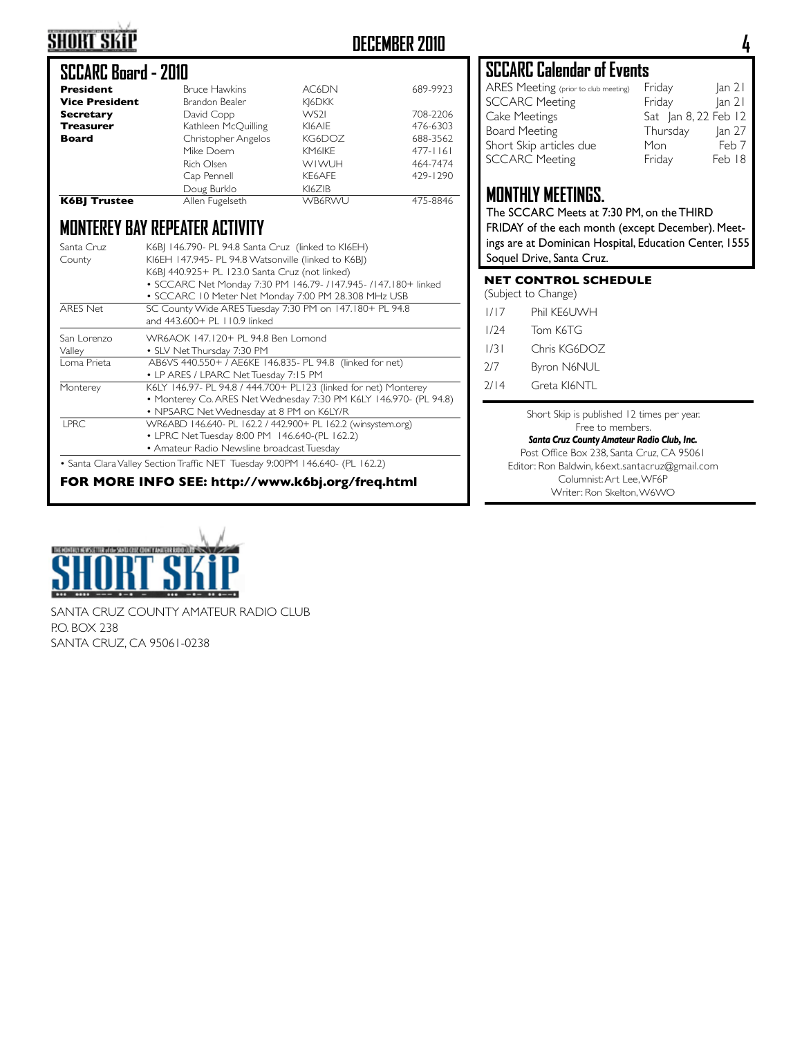## SCCARC Board - 2010

| | | | |
|---|---|---|---|
| **President** | Bruce Hawkins | AC6DN | 689-9923 |
| **Vice President** | Brandon Bealer | KJ6DKK | |
| **Secretary** | David Copp | WS2I | 708-2206 |
| **Treasurer** | Kathleen McQuilling | KI6AIE | 476-6303 |
| **Board** | Christopher Angelos | KG6DOZ | 688-3562 |
| | Mike Doern | KM6IKE | 477-1161 |
| | Rich Olsen | W1WUH | 464-7474 |
| | Cap Pennell | KE6AFE | 429-1290 |
| | Doug Burklo | KI6ZIB | |
| **K6BJ Trustee** | Allen Fugelseth | WB6RWU | 475-8846 |

## MONTEREY BAY REPEATER ACTIVITY

| | |
|---|---|
| Santa Cruz County | K6BJ 146.790- PL 94.8 Santa Cruz (linked to KI6EH)<br>KI6EH 147.945- PL 94.8 Watsonville (linked to K6BJ)<br>K6BJ 440.925+ PL 123.0 Santa Cruz (not linked)<br>• SCCARC Net Monday 7:30 PM 146.79- /147.945- /147.180+ linked<br>• SCCARC 10 Meter Net Monday 7:00 PM 28.308 MHz USB |
| ARES Net | SC County Wide ARES Tuesday 7:30 PM on 147.180+ PL 94.8 and 443.600+ PL 110.9 linked |
| San Lorenzo Valley | WR6AOK 147.120+ PL 94.8 Ben Lomond<br>• SLV Net Thursday 7:30 PM |
| Loma Prieta | AB6VS 440.550+ / AE6KE 146.835- PL 94.8 (linked for net)<br>• LP ARES / LPARC Net Tuesday 7:15 PM |
| Monterey | K6LY 146.97- PL 94.8 / 444.700+ PL123 (linked for net) Monterey<br>• Monterey Co. ARES Net Wednesday 7:30 PM K6LY 146.970- (PL 94.8)<br>• NPSARC Net Wednesday at 8 PM on K6LY/R |
| LPRC | WR6ABD 146.640- PL 162.2 / 442.900+ PL 162.2 (winsystem.org)<br>• LPRC Net Tuesday 8:00 PM 146.640-(PL 162.2)<br>• Amateur Radio Newsline broadcast Tuesday |

• Santa Clara Valley Section Traffic NET Tuesday 9:00PM 146.640- (PL 162.2)

**FOR MORE INFO SEE: http://www.k6bj.org/freq.html**

## SCCARC Calendar of Events

| | | |
|---|---|---|
| ARES Meeting (prior to club meeting) | Friday | Jan 21 |
| SCCARC Meeting | Friday | Jan 21 |
| Cake Meetings | Sat | Jan 8, 22 Feb 12 |
| Board Meeting | Thursday | Jan 27 |
| Short Skip articles due | Mon | Feb 7 |
| SCCARC Meeting | Friday | Feb 18 |

## MONTHLY MEETINGS.

The SCCARC Meets at 7:30 PM, on the THIRD FRIDAY of the each month (except December). Meetings are at Dominican Hospital, Education Center, 1555 Soquel Drive, Santa Cruz.

### NET CONTROL SCHEDULE

(Subject to Change)

| | |
|---|---|
| 1/17 | Phil KE6UWH |
| 1/24 | Tom K6TG |
| 1/31 | Chris KG6DOZ |
| 2/7 | Byron N6NUL |
| 2/14 | Greta KI6NTL |

Short Skip is published 12 times per year.
Free to members.
***Santa Cruz County Amateur Radio Club, Inc.***
Post Office Box 238, Santa Cruz, CA 95061
Editor: Ron Baldwin, k6ext.santacruz@gmail.com
Columnist: Art Lee, WF6P
Writer: Ron Skelton, W6WO

SHORT SKIP

SANTA CRUZ COUNTY AMATEUR RADIO CLUB
P.O. BOX 238
SANTA CRUZ, CA 95061-0238